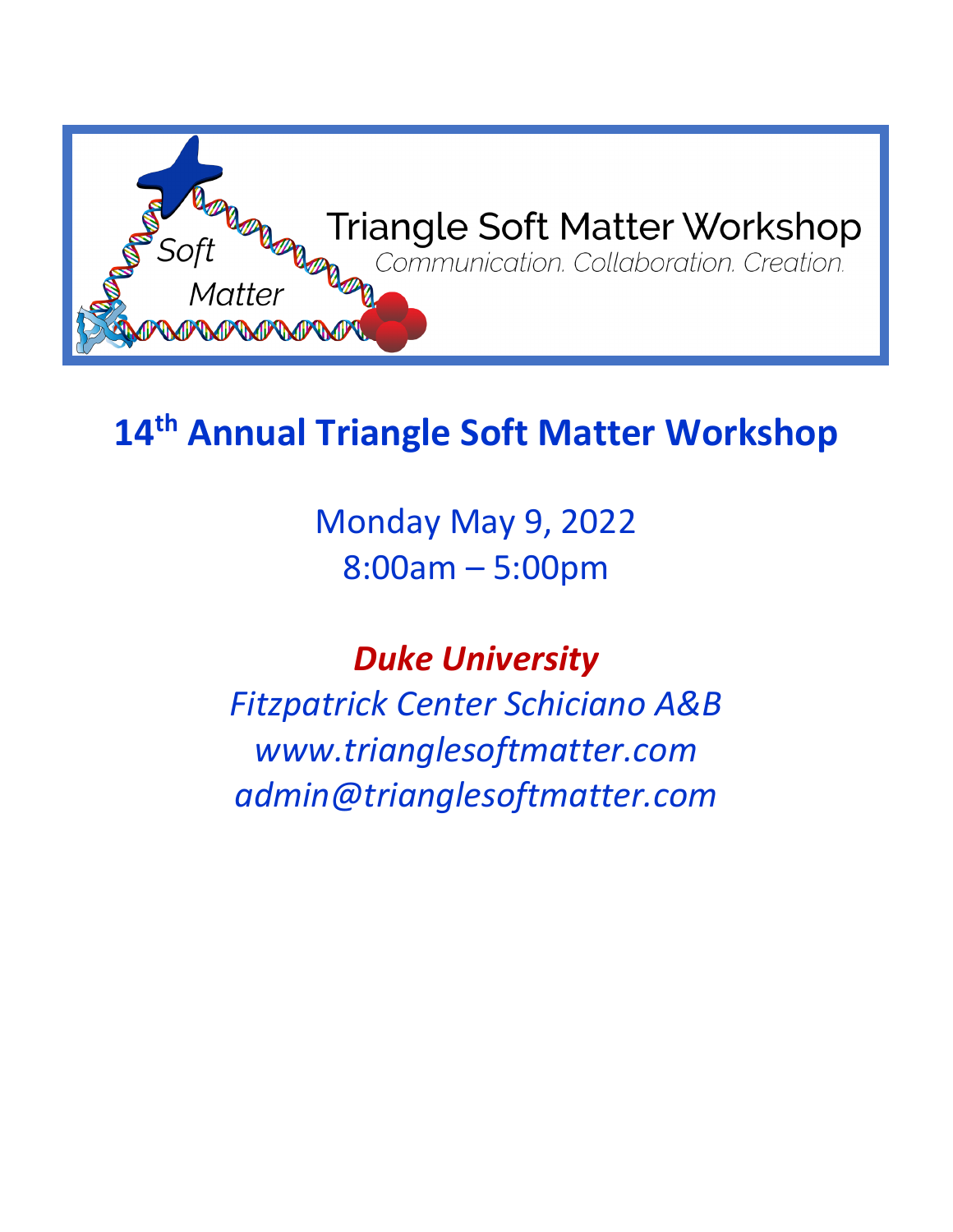Soft Matter

Triangle Soft Matter Workshop

*Communication. Collaboration. Creation.*

# 14th Annual Triangle Soft Matter Workshop

Monday May 9, 2022

8:00am – 5:00pm

***Duke University***

*Fitzpatrick Center Schiciano A&B*

*www.trianglesoftmatter.com*

*admin@trianglesoftmatter.com*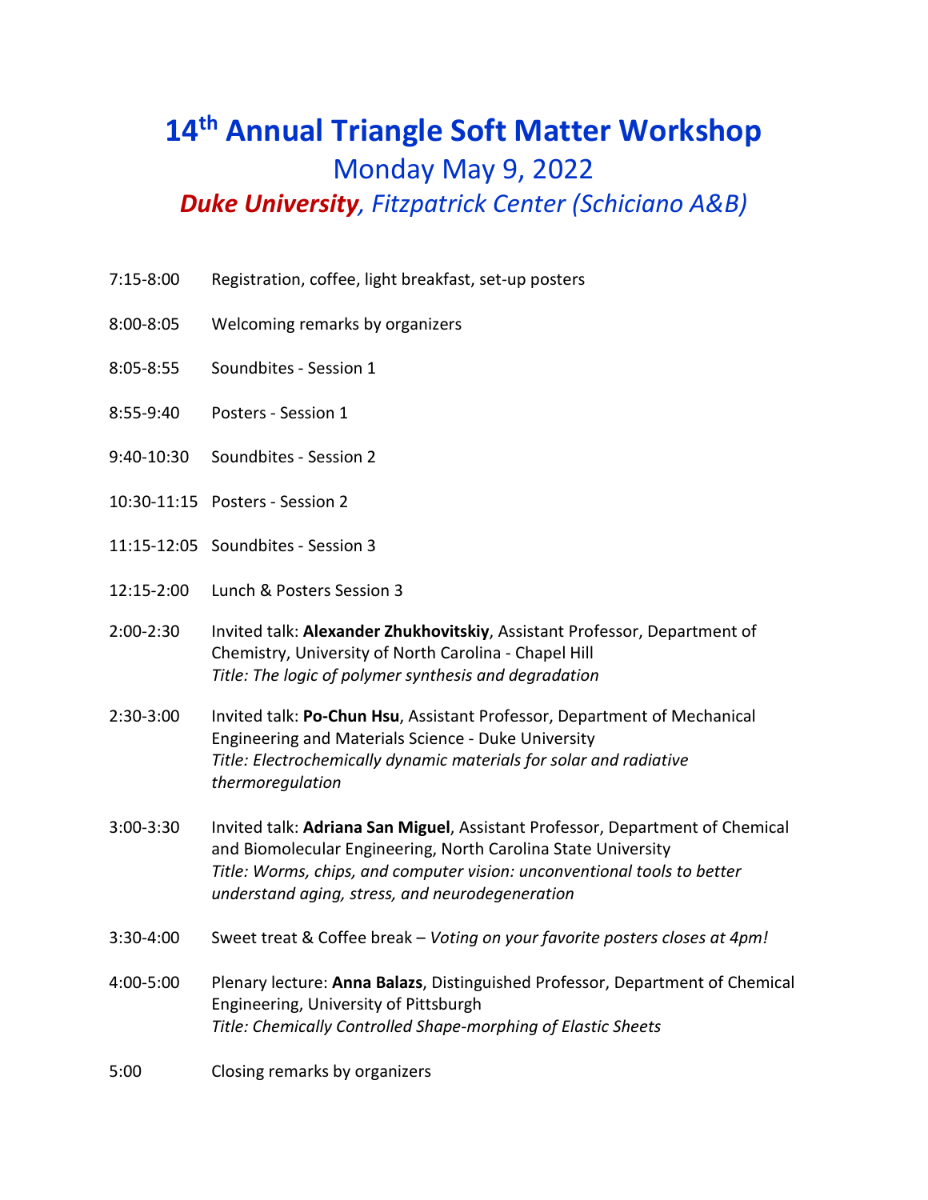# 14th Annual Triangle Soft Matter Workshop

## Monday May 9, 2022

### *Duke University, Fitzpatrick Center (Schiciano A&B)*

7:15-8:00 Registration, coffee, light breakfast, set-up posters

8:00-8:05 Welcoming remarks by organizers

8:05-8:55 Soundbites - Session 1

8:55-9:40 Posters - Session 1

9:40-10:30 Soundbites - Session 2

10:30-11:15 Posters - Session 2

11:15-12:05 Soundbites - Session 3

12:15-2:00 Lunch & Posters Session 3

2:00-2:30 Invited talk: **Alexander Zhukhovitskiy**, Assistant Professor, Department of Chemistry, University of North Carolina - Chapel Hill
*Title: The logic of polymer synthesis and degradation*

2:30-3:00 Invited talk: **Po-Chun Hsu**, Assistant Professor, Department of Mechanical Engineering and Materials Science - Duke University
*Title: Electrochemically dynamic materials for solar and radiative thermoregulation*

3:00-3:30 Invited talk: **Adriana San Miguel**, Assistant Professor, Department of Chemical and Biomolecular Engineering, North Carolina State University
*Title: Worms, chips, and computer vision: unconventional tools to better understand aging, stress, and neurodegeneration*

3:30-4:00 Sweet treat & Coffee break – *Voting on your favorite posters closes at 4pm!*

4:00-5:00 Plenary lecture: **Anna Balazs**, Distinguished Professor, Department of Chemical Engineering, University of Pittsburgh
*Title: Chemically Controlled Shape-morphing of Elastic Sheets*

5:00 Closing remarks by organizers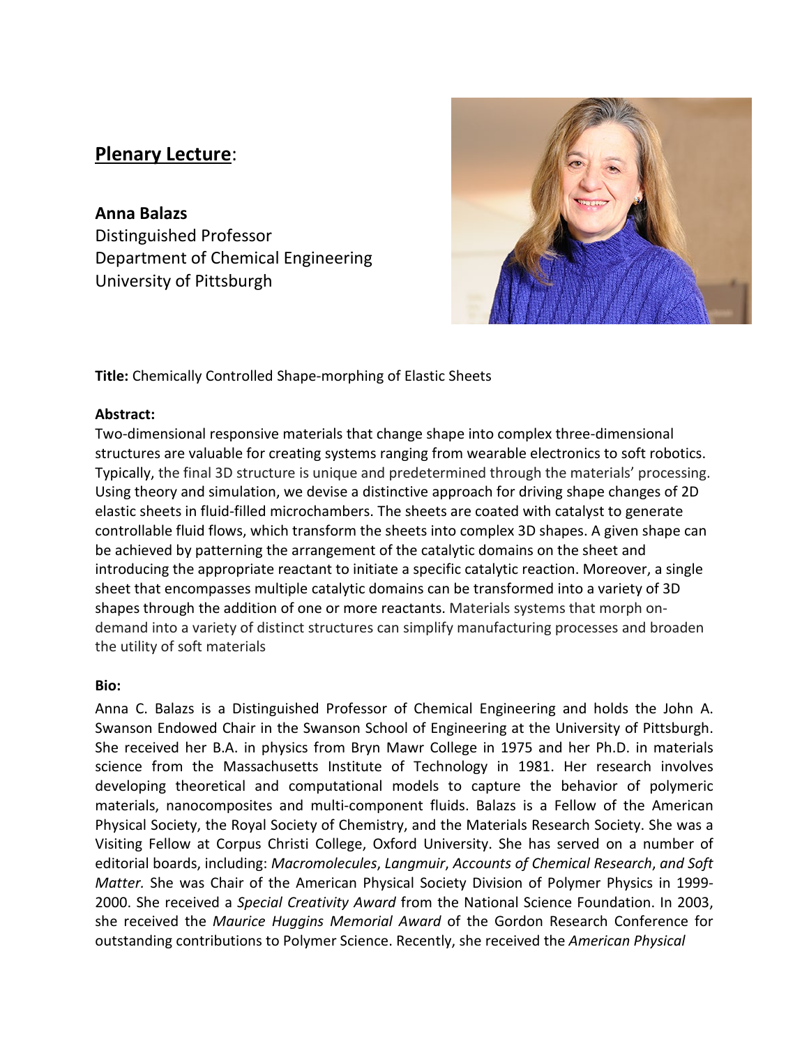**<u>Plenary Lecture</u>**:

**Anna Balazs**
Distinguished Professor
Department of Chemical Engineering
University of Pittsburgh

**Title:** Chemically Controlled Shape-morphing of Elastic Sheets

**Abstract:**
Two-dimensional responsive materials that change shape into complex three-dimensional structures are valuable for creating systems ranging from wearable electronics to soft robotics. Typically, the final 3D structure is unique and predetermined through the materials' processing. Using theory and simulation, we devise a distinctive approach for driving shape changes of 2D elastic sheets in fluid-filled microchambers. The sheets are coated with catalyst to generate controllable fluid flows, which transform the sheets into complex 3D shapes. A given shape can be achieved by patterning the arrangement of the catalytic domains on the sheet and introducing the appropriate reactant to initiate a specific catalytic reaction. Moreover, a single sheet that encompasses multiple catalytic domains can be transformed into a variety of 3D shapes through the addition of one or more reactants. Materials systems that morph on-demand into a variety of distinct structures can simplify manufacturing processes and broaden the utility of soft materials

**Bio:**
Anna C. Balazs is a Distinguished Professor of Chemical Engineering and holds the John A. Swanson Endowed Chair in the Swanson School of Engineering at the University of Pittsburgh. She received her B.A. in physics from Bryn Mawr College in 1975 and her Ph.D. in materials science from the Massachusetts Institute of Technology in 1981. Her research involves developing theoretical and computational models to capture the behavior of polymeric materials, nanocomposites and multi-component fluids. Balazs is a Fellow of the American Physical Society, the Royal Society of Chemistry, and the Materials Research Society. She was a Visiting Fellow at Corpus Christi College, Oxford University. She has served on a number of editorial boards, including: *Macromolecules*, *Langmuir*, *Accounts of Chemical Research*, *and Soft Matter.* She was Chair of the American Physical Society Division of Polymer Physics in 1999-2000. She received a *Special Creativity Award* from the National Science Foundation. In 2003, she received the *Maurice Huggins Memorial Award* of the Gordon Research Conference for outstanding contributions to Polymer Science. Recently, she received the *American Physical*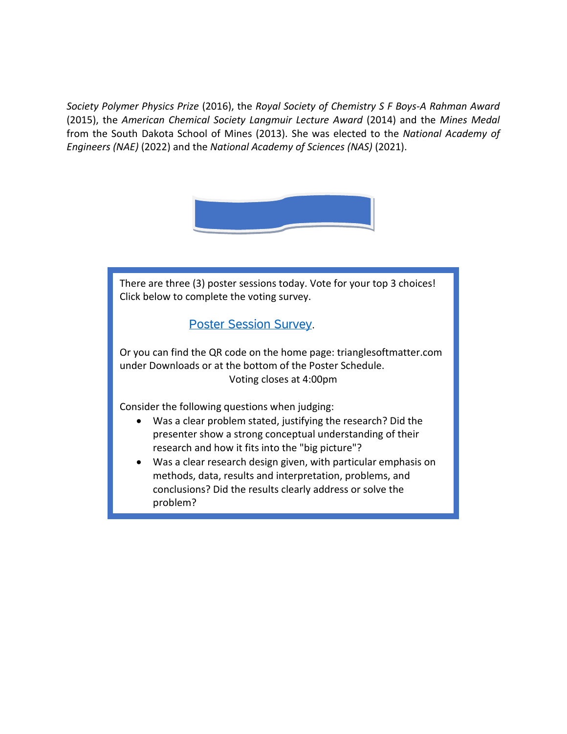*Society Polymer Physics Prize* (2016), the *Royal Society of Chemistry S F Boys-A Rahman Award* (2015), the *American Chemical Society Langmuir Lecture Award* (2014) and the *Mines Medal* from the South Dakota School of Mines (2013). She was elected to the *National Academy of Engineers (NAE)* (2022) and the *National Academy of Sciences (NAS)* (2021).

There are three (3) poster sessions today. Vote for your top 3 choices! Click below to complete the voting survey.

Poster Session Survey.

Or you can find the QR code on the home page: trianglesoftmatter.com under Downloads or at the bottom of the Poster Schedule.

Voting closes at 4:00pm

Consider the following questions when judging:

- Was a clear problem stated, justifying the research? Did the presenter show a strong conceptual understanding of their research and how it fits into the "big picture"?
- Was a clear research design given, with particular emphasis on methods, data, results and interpretation, problems, and conclusions? Did the results clearly address or solve the problem?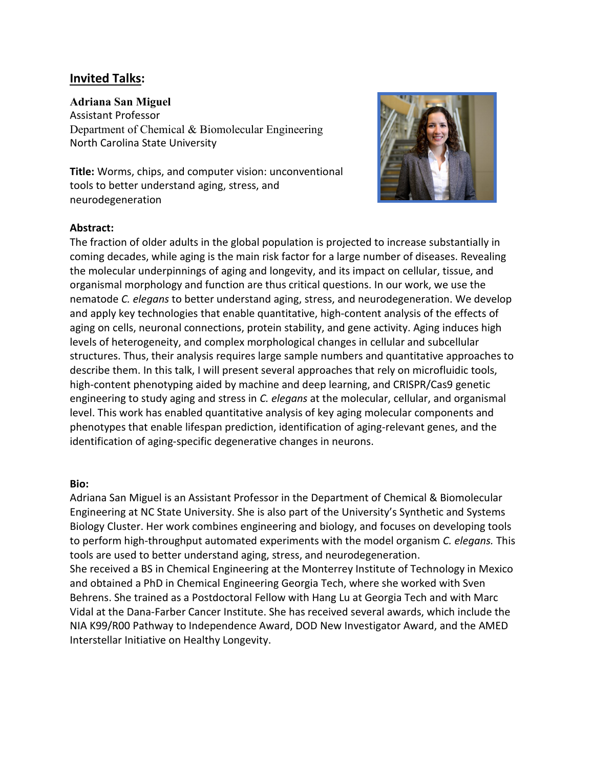## Invited Talks:

**Adriana San Miguel**
Assistant Professor
Department of Chemical & Biomolecular Engineering
North Carolina State University

**Title:** Worms, chips, and computer vision: unconventional tools to better understand aging, stress, and neurodegeneration

**Abstract:**
The fraction of older adults in the global population is projected to increase substantially in coming decades, while aging is the main risk factor for a large number of diseases. Revealing the molecular underpinnings of aging and longevity, and its impact on cellular, tissue, and organismal morphology and function are thus critical questions. In our work, we use the nematode *C. elegans* to better understand aging, stress, and neurodegeneration. We develop and apply key technologies that enable quantitative, high-content analysis of the effects of aging on cells, neuronal connections, protein stability, and gene activity. Aging induces high levels of heterogeneity, and complex morphological changes in cellular and subcellular structures. Thus, their analysis requires large sample numbers and quantitative approaches to describe them. In this talk, I will present several approaches that rely on microfluidic tools, high-content phenotyping aided by machine and deep learning, and CRISPR/Cas9 genetic engineering to study aging and stress in *C. elegans* at the molecular, cellular, and organismal level. This work has enabled quantitative analysis of key aging molecular components and phenotypes that enable lifespan prediction, identification of aging-relevant genes, and the identification of aging-specific degenerative changes in neurons.

**Bio:**
Adriana San Miguel is an Assistant Professor in the Department of Chemical & Biomolecular Engineering at NC State University. She is also part of the University's Synthetic and Systems Biology Cluster. Her work combines engineering and biology, and focuses on developing tools to perform high-throughput automated experiments with the model organism *C. elegans.* This tools are used to better understand aging, stress, and neurodegeneration.
She received a BS in Chemical Engineering at the Monterrey Institute of Technology in Mexico and obtained a PhD in Chemical Engineering Georgia Tech, where she worked with Sven Behrens. She trained as a Postdoctoral Fellow with Hang Lu at Georgia Tech and with Marc Vidal at the Dana-Farber Cancer Institute. She has received several awards, which include the NIA K99/R00 Pathway to Independence Award, DOD New Investigator Award, and the AMED Interstellar Initiative on Healthy Longevity.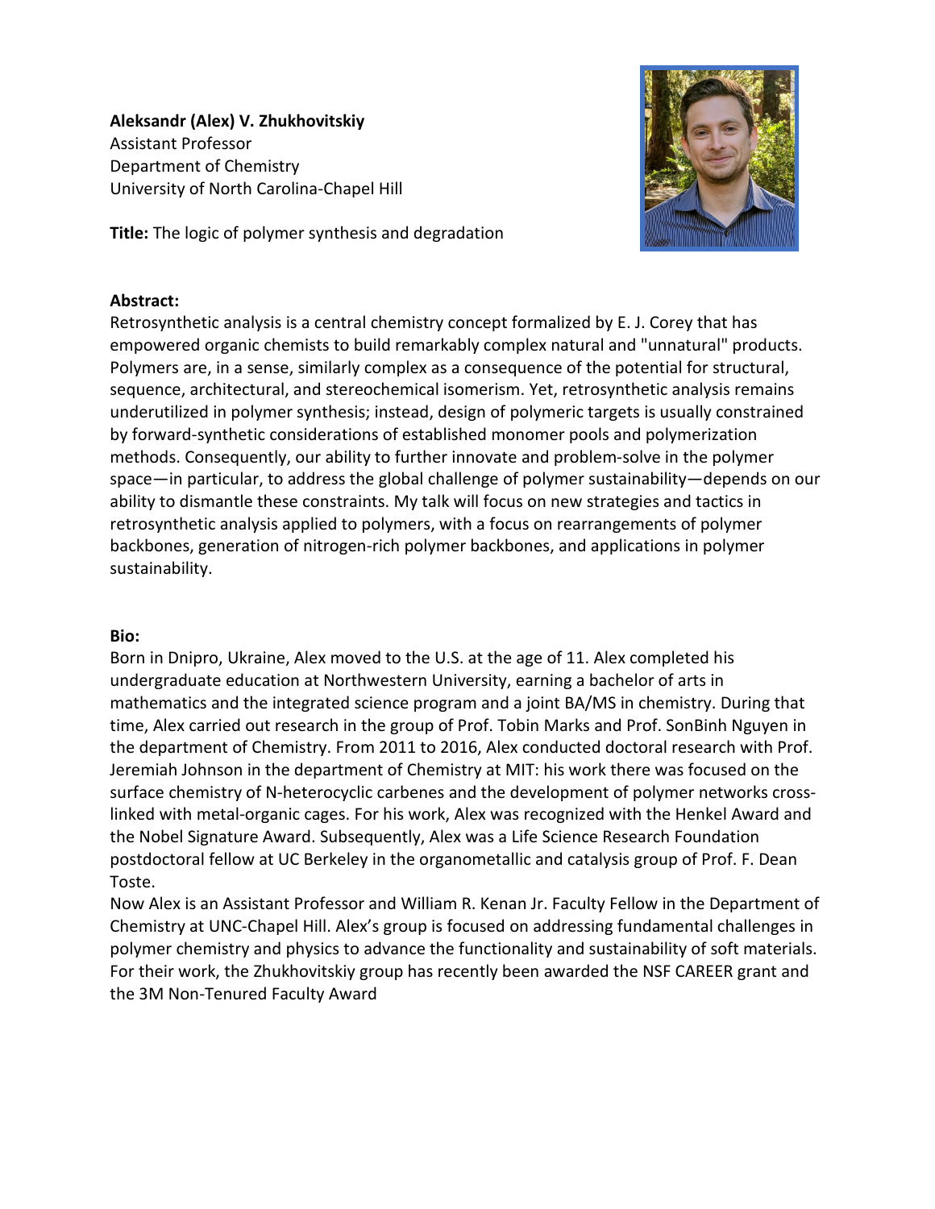**Aleksandr (Alex) V. Zhukhovitskiy**
Assistant Professor
Department of Chemistry
University of North Carolina-Chapel Hill

**Title:** The logic of polymer synthesis and degradation

**Abstract:**
Retrosynthetic analysis is a central chemistry concept formalized by E. J. Corey that has empowered organic chemists to build remarkably complex natural and "unnatural" products. Polymers are, in a sense, similarly complex as a consequence of the potential for structural, sequence, architectural, and stereochemical isomerism. Yet, retrosynthetic analysis remains underutilized in polymer synthesis; instead, design of polymeric targets is usually constrained by forward-synthetic considerations of established monomer pools and polymerization methods. Consequently, our ability to further innovate and problem-solve in the polymer space—in particular, to address the global challenge of polymer sustainability—depends on our ability to dismantle these constraints. My talk will focus on new strategies and tactics in retrosynthetic analysis applied to polymers, with a focus on rearrangements of polymer backbones, generation of nitrogen-rich polymer backbones, and applications in polymer sustainability.

**Bio:**
Born in Dnipro, Ukraine, Alex moved to the U.S. at the age of 11. Alex completed his undergraduate education at Northwestern University, earning a bachelor of arts in mathematics and the integrated science program and a joint BA/MS in chemistry. During that time, Alex carried out research in the group of Prof. Tobin Marks and Prof. SonBinh Nguyen in the department of Chemistry. From 2011 to 2016, Alex conducted doctoral research with Prof. Jeremiah Johnson in the department of Chemistry at MIT: his work there was focused on the surface chemistry of N-heterocyclic carbenes and the development of polymer networks cross-linked with metal-organic cages. For his work, Alex was recognized with the Henkel Award and the Nobel Signature Award. Subsequently, Alex was a Life Science Research Foundation postdoctoral fellow at UC Berkeley in the organometallic and catalysis group of Prof. F. Dean Toste.
Now Alex is an Assistant Professor and William R. Kenan Jr. Faculty Fellow in the Department of Chemistry at UNC-Chapel Hill. Alex's group is focused on addressing fundamental challenges in polymer chemistry and physics to advance the functionality and sustainability of soft materials. For their work, the Zhukhovitskiy group has recently been awarded the NSF CAREER grant and the 3M Non-Tenured Faculty Award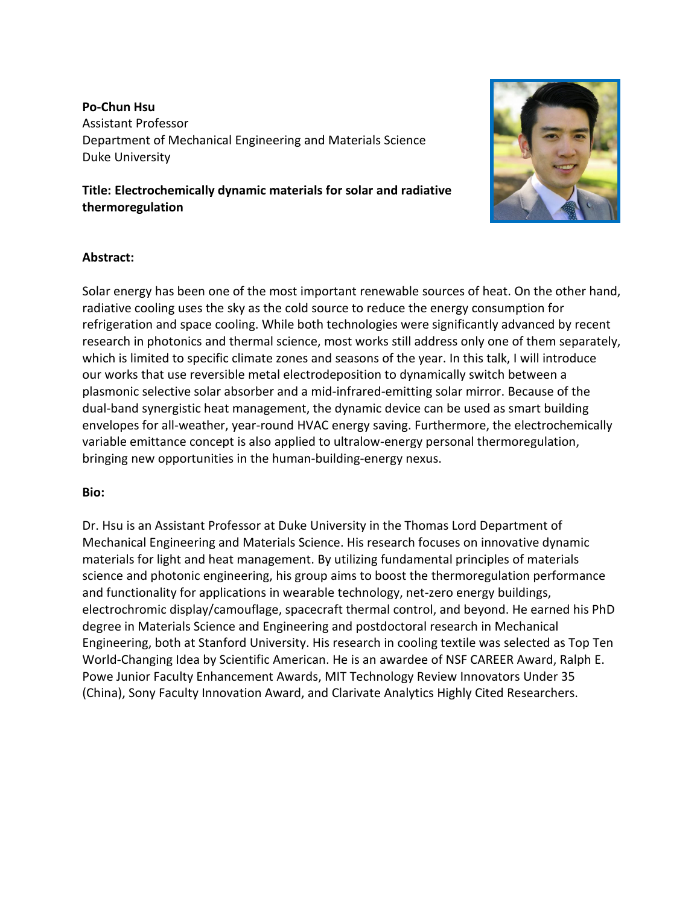**Po-Chun Hsu**
Assistant Professor
Department of Mechanical Engineering and Materials Science
Duke University

**Title: Electrochemically dynamic materials for solar and radiative thermoregulation**

**Abstract:**

Solar energy has been one of the most important renewable sources of heat. On the other hand, radiative cooling uses the sky as the cold source to reduce the energy consumption for refrigeration and space cooling. While both technologies were significantly advanced by recent research in photonics and thermal science, most works still address only one of them separately, which is limited to specific climate zones and seasons of the year. In this talk, I will introduce our works that use reversible metal electrodeposition to dynamically switch between a plasmonic selective solar absorber and a mid-infrared-emitting solar mirror. Because of the dual-band synergistic heat management, the dynamic device can be used as smart building envelopes for all-weather, year-round HVAC energy saving. Furthermore, the electrochemically variable emittance concept is also applied to ultralow-energy personal thermoregulation, bringing new opportunities in the human-building-energy nexus.

**Bio:**

Dr. Hsu is an Assistant Professor at Duke University in the Thomas Lord Department of Mechanical Engineering and Materials Science. His research focuses on innovative dynamic materials for light and heat management. By utilizing fundamental principles of materials science and photonic engineering, his group aims to boost the thermoregulation performance and functionality for applications in wearable technology, net-zero energy buildings, electrochromic display/camouflage, spacecraft thermal control, and beyond. He earned his PhD degree in Materials Science and Engineering and postdoctoral research in Mechanical Engineering, both at Stanford University. His research in cooling textile was selected as Top Ten World-Changing Idea by Scientific American. He is an awardee of NSF CAREER Award, Ralph E. Powe Junior Faculty Enhancement Awards, MIT Technology Review Innovators Under 35 (China), Sony Faculty Innovation Award, and Clarivate Analytics Highly Cited Researchers.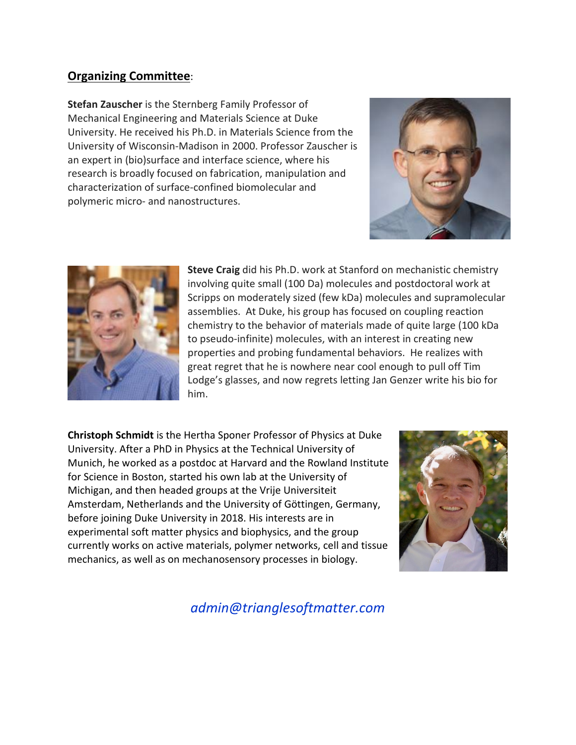**Organizing Committee**:

**Stefan Zauscher** is the Sternberg Family Professor of Mechanical Engineering and Materials Science at Duke University. He received his Ph.D. in Materials Science from the University of Wisconsin-Madison in 2000. Professor Zauscher is an expert in (bio)surface and interface science, where his research is broadly focused on fabrication, manipulation and characterization of surface-confined biomolecular and polymeric micro- and nanostructures.

**Steve Craig** did his Ph.D. work at Stanford on mechanistic chemistry involving quite small (100 Da) molecules and postdoctoral work at Scripps on moderately sized (few kDa) molecules and supramolecular assemblies. At Duke, his group has focused on coupling reaction chemistry to the behavior of materials made of quite large (100 kDa to pseudo-infinite) molecules, with an interest in creating new properties and probing fundamental behaviors. He realizes with great regret that he is nowhere near cool enough to pull off Tim Lodge's glasses, and now regrets letting Jan Genzer write his bio for him.

**Christoph Schmidt** is the Hertha Sponer Professor of Physics at Duke University. After a PhD in Physics at the Technical University of Munich, he worked as a postdoc at Harvard and the Rowland Institute for Science in Boston, started his own lab at the University of Michigan, and then headed groups at the Vrije Universiteit Amsterdam, Netherlands and the University of Göttingen, Germany, before joining Duke University in 2018. His interests are in experimental soft matter physics and biophysics, and the group currently works on active materials, polymer networks, cell and tissue mechanics, as well as on mechanosensory processes in biology.

*admin@trianglesoftmatter.com*